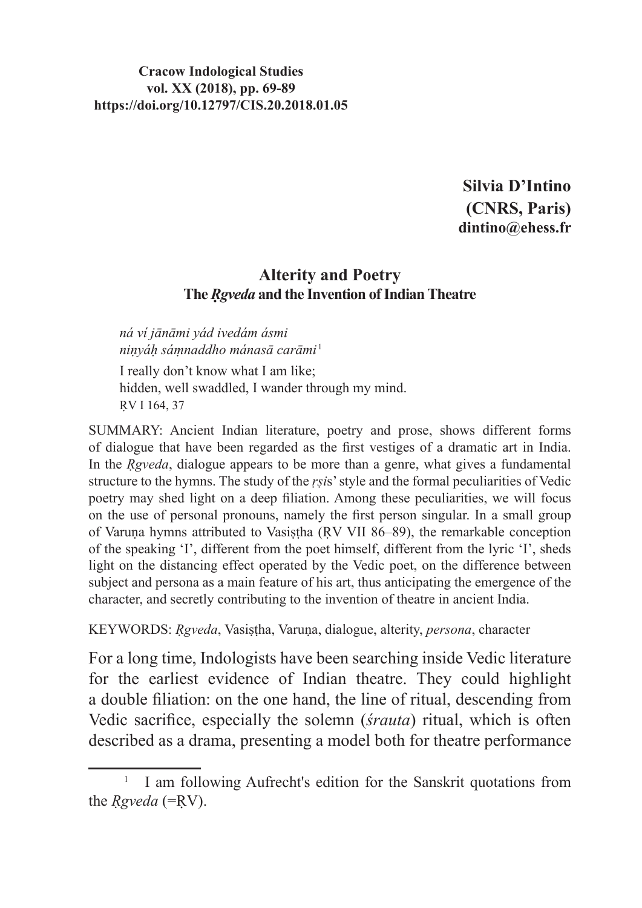**Cracow Indological Studies**
**vol. XX (2018), pp. 69-89**
**https://doi.org/10.12797/CIS.20.2018.01.05**

**Silvia D'Intino**
**(CNRS, Paris)**
**dintino@ehess.fr**

# Alterity and Poetry

## The *Ṛgveda* and the Invention of Indian Theatre

> *ná ví jānāmi yád ivedám ásmi*
> *niṇyáḥ sáṃnaddho mánasā carāmi*[1]
>
> I really don't know what I am like;
> hidden, well swaddled, I wander through my mind.
> ṚV I 164, 37

SUMMARY: Ancient Indian literature, poetry and prose, shows different forms of dialogue that have been regarded as the first vestiges of a dramatic art in India. In the *Ṛgveda*, dialogue appears to be more than a genre, what gives a fundamental structure to the hymns. The study of the *ṛṣi*s' style and the formal peculiarities of Vedic poetry may shed light on a deep filiation. Among these peculiarities, we will focus on the use of personal pronouns, namely the first person singular. In a small group of Varuṇa hymns attributed to Vasiṣṭha (ṚV VII 86–89), the remarkable conception of the speaking 'I', different from the poet himself, different from the lyric 'I', sheds light on the distancing effect operated by the Vedic poet, on the difference between subject and persona as a main feature of his art, thus anticipating the emergence of the character, and secretly contributing to the invention of theatre in ancient India.

KEYWORDS: *Ṛgveda*, Vasiṣṭha, Varuṇa, dialogue, alterity, *persona*, character

For a long time, Indologists have been searching inside Vedic literature for the earliest evidence of Indian theatre. They could highlight a double filiation: on the one hand, the line of ritual, descending from Vedic sacrifice, especially the solemn (*śrauta*) ritual, which is often described as a drama, presenting a model both for theatre performance

---

[1] I am following Aufrecht's edition for the Sanskrit quotations from the *Ṛgveda* (=ṚV).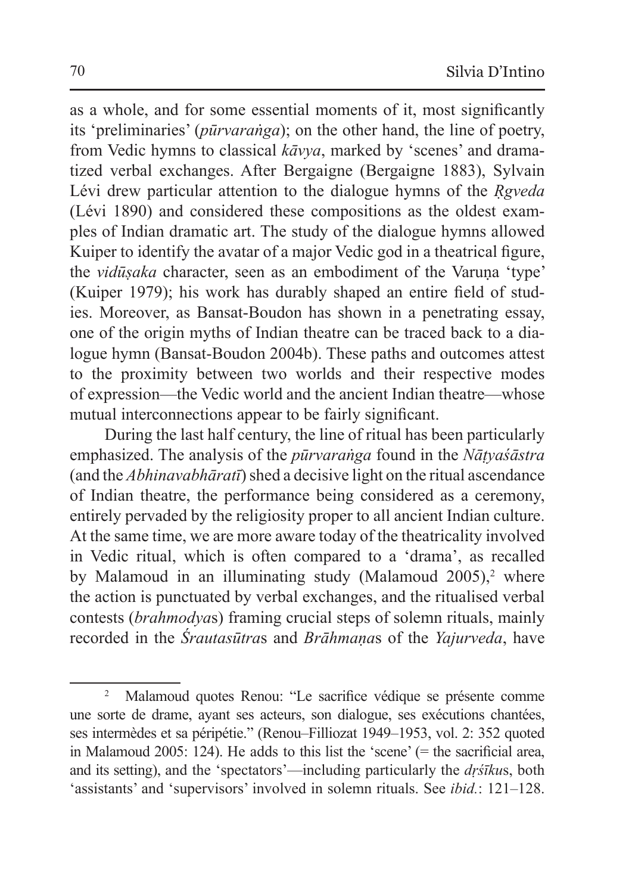as a whole, and for some essential moments of it, most significantly its 'preliminaries' (*pūrvaraṅga*); on the other hand, the line of poetry, from Vedic hymns to classical *kāvya*, marked by 'scenes' and dramatized verbal exchanges. After Bergaigne (Bergaigne 1883), Sylvain Lévi drew particular attention to the dialogue hymns of the *Ṛgveda* (Lévi 1890) and considered these compositions as the oldest examples of Indian dramatic art. The study of the dialogue hymns allowed Kuiper to identify the avatar of a major Vedic god in a theatrical figure, the *vidūṣaka* character, seen as an embodiment of the Varuṇa 'type' (Kuiper 1979); his work has durably shaped an entire field of studies. Moreover, as Bansat-Boudon has shown in a penetrating essay, one of the origin myths of Indian theatre can be traced back to a dialogue hymn (Bansat-Boudon 2004b). These paths and outcomes attest to the proximity between two worlds and their respective modes of expression—the Vedic world and the ancient Indian theatre—whose mutual interconnections appear to be fairly significant.

During the last half century, the line of ritual has been particularly emphasized. The analysis of the *pūrvaraṅga* found in the *Nāṭyaśāstra* (and the *Abhinavabhāratī*) shed a decisive light on the ritual ascendance of Indian theatre, the performance being considered as a ceremony, entirely pervaded by the religiosity proper to all ancient Indian culture. At the same time, we are more aware today of the theatricality involved in Vedic ritual, which is often compared to a 'drama', as recalled by Malamoud in an illuminating study (Malamoud 2005),[2] where the action is punctuated by verbal exchanges, and the ritualised verbal contests (*brahmodya*s) framing crucial steps of solemn rituals, mainly recorded in the *Śrautasūtra*s and *Brāhmaṇa*s of the *Yajurveda*, have

[2] Malamoud quotes Renou: "Le sacrifice védique se présente comme une sorte de drame, ayant ses acteurs, son dialogue, ses exécutions chantées, ses intermèdes et sa péripétie." (Renou–Filliozat 1949–1953, vol. 2: 352 quoted in Malamoud 2005: 124). He adds to this list the 'scene' (= the sacrificial area, and its setting), and the 'spectators'—including particularly the *dṛśīku*s, both 'assistants' and 'supervisors' involved in solemn rituals. See *ibid.*: 121–128.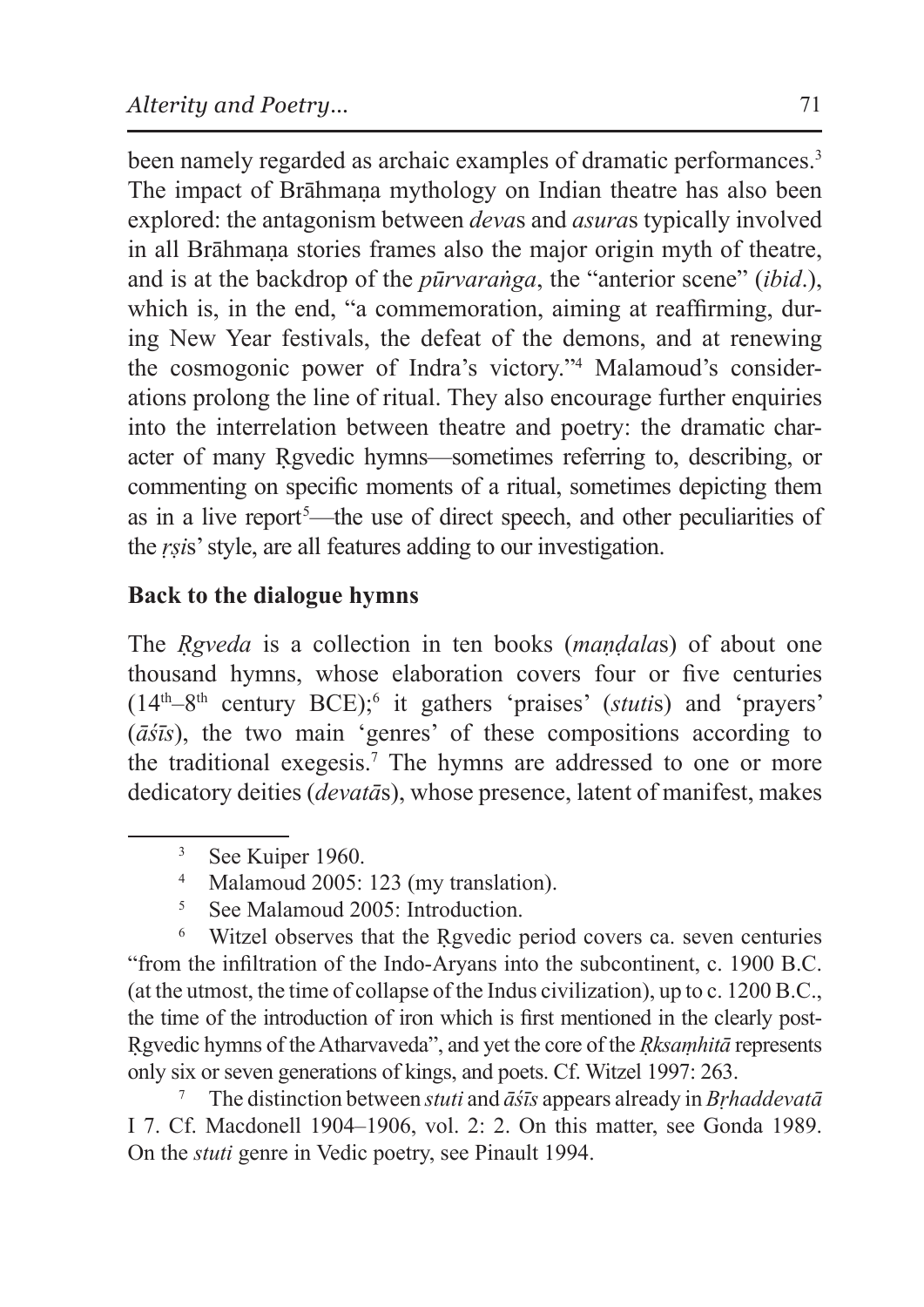been namely regarded as archaic examples of dramatic performances.[3] The impact of Brāhmaṇa mythology on Indian theatre has also been explored: the antagonism between *deva*s and *asura*s typically involved in all Brāhmaṇa stories frames also the major origin myth of theatre, and is at the backdrop of the *pūrvaraṅga*, the "anterior scene" (*ibid*.), which is, in the end, "a commemoration, aiming at reaffirming, during New Year festivals, the defeat of the demons, and at renewing the cosmogonic power of Indra's victory."[4] Malamoud's considerations prolong the line of ritual. They also encourage further enquiries into the interrelation between theatre and poetry: the dramatic character of many Ṛgvedic hymns—sometimes referring to, describing, or commenting on specific moments of a ritual, sometimes depicting them as in a live report[5]—the use of direct speech, and other peculiarities of the *ṛṣi*s' style, are all features adding to our investigation.

## Back to the dialogue hymns

The *Ṛgveda* is a collection in ten books (*maṇḍala*s) of about one thousand hymns, whose elaboration covers four or five centuries (14th–8th century BCE);[6] it gathers 'praises' (*stuti*s) and 'prayers' (*āśīs*), the two main 'genres' of these compositions according to the traditional exegesis.[7] The hymns are addressed to one or more dedicatory deities (*devatā*s), whose presence, latent of manifest, makes

---

[3] See Kuiper 1960.

[4] Malamoud 2005: 123 (my translation).

[5] See Malamoud 2005: Introduction.

[6] Witzel observes that the Ṛgvedic period covers ca. seven centuries "from the infiltration of the Indo-Aryans into the subcontinent, c. 1900 B.C. (at the utmost, the time of collapse of the Indus civilization), up to c. 1200 B.C., the time of the introduction of iron which is first mentioned in the clearly post-Ṛgvedic hymns of the Atharvaveda", and yet the core of the *Ṛksaṃhitā* represents only six or seven generations of kings, and poets. Cf. Witzel 1997: 263.

[7] The distinction between *stuti* and *āśīs* appears already in *Bṛhaddevatā* I 7. Cf. Macdonell 1904–1906, vol. 2: 2. On this matter, see Gonda 1989. On the *stuti* genre in Vedic poetry, see Pinault 1994.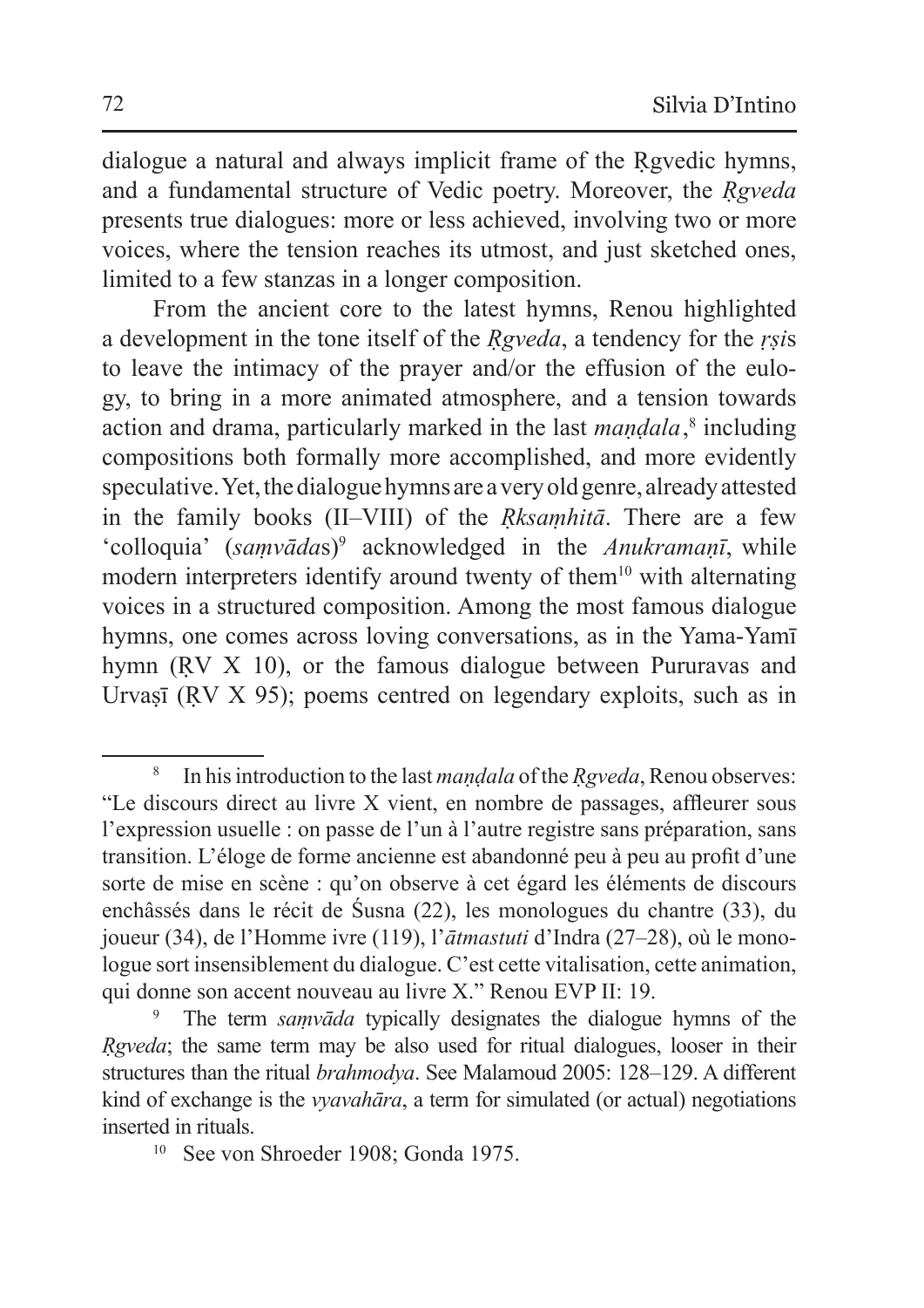dialogue a natural and always implicit frame of the Ṛgvedic hymns, and a fundamental structure of Vedic poetry. Moreover, the *Ṛgveda* presents true dialogues: more or less achieved, involving two or more voices, where the tension reaches its utmost, and just sketched ones, limited to a few stanzas in a longer composition.

From the ancient core to the latest hymns, Renou highlighted a development in the tone itself of the *Ṛgveda*, a tendency for the *ṛṣi*s to leave the intimacy of the prayer and/or the effusion of the eulogy, to bring in a more animated atmosphere, and a tension towards action and drama, particularly marked in the last *maṇḍala*,[8] including compositions both formally more accomplished, and more evidently speculative. Yet, the dialogue hymns are a very old genre, already attested in the family books (II–VIII) of the *Ṛksaṃhitā*. There are a few 'colloquia' (*saṃvāda*s)[9] acknowledged in the *Anukramaṇī*, while modern interpreters identify around twenty of them[10] with alternating voices in a structured composition. Among the most famous dialogue hymns, one comes across loving conversations, as in the Yama-Yamī hymn (ṚV X 10), or the famous dialogue between Pururavas and Urvaṣī (ṚV X 95); poems centred on legendary exploits, such as in

---

[8] In his introduction to the last *maṇḍala* of the *Ṛgveda*, Renou observes: "Le discours direct au livre X vient, en nombre de passages, affleurer sous l'expression usuelle : on passe de l'un à l'autre registre sans préparation, sans transition. L'éloge de forme ancienne est abandonné peu à peu au profit d'une sorte de mise en scène : qu'on observe à cet égard les éléments de discours enchâssés dans le récit de Śusna (22), les monologues du chantre (33), du joueur (34), de l'Homme ivre (119), l'*ātmastuti* d'Indra (27–28), où le monologue sort insensiblement du dialogue. C'est cette vitalisation, cette animation, qui donne son accent nouveau au livre X." Renou EVP II: 19.

[9] The term *saṃvāda* typically designates the dialogue hymns of the *Ṛgveda*; the same term may be also used for ritual dialogues, looser in their structures than the ritual *brahmodya*. See Malamoud 2005: 128–129. A different kind of exchange is the *vyavahāra*, a term for simulated (or actual) negotiations inserted in rituals.

[10] See von Shroeder 1908; Gonda 1975.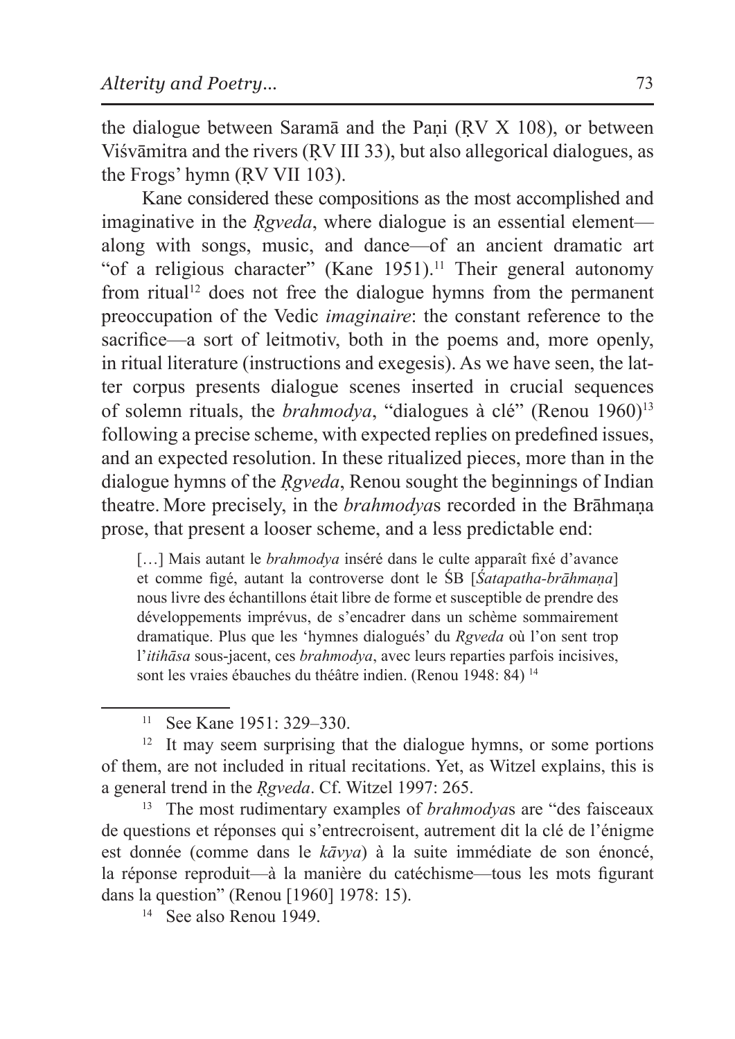the dialogue between Saramā and the Paṇi (ṚV X 108), or between Viśvāmitra and the rivers (ṚV III 33), but also allegorical dialogues, as the Frogs' hymn (ṚV VII 103).

Kane considered these compositions as the most accomplished and imaginative in the *Ṛgveda*, where dialogue is an essential element—along with songs, music, and dance—of an ancient dramatic art "of a religious character" (Kane 1951).[11] Their general autonomy from ritual[12] does not free the dialogue hymns from the permanent preoccupation of the Vedic *imaginaire*: the constant reference to the sacrifice—a sort of leitmotiv, both in the poems and, more openly, in ritual literature (instructions and exegesis). As we have seen, the latter corpus presents dialogue scenes inserted in crucial sequences of solemn rituals, the *brahmodya*, "dialogues à clé" (Renou 1960)[13] following a precise scheme, with expected replies on predefined issues, and an expected resolution. In these ritualized pieces, more than in the dialogue hymns of the *Ṛgveda*, Renou sought the beginnings of Indian theatre. More precisely, in the *brahmodya*s recorded in the Brāhmaṇa prose, that present a looser scheme, and a less predictable end:

> […] Mais autant le *brahmodya* inséré dans le culte apparaît fixé d'avance et comme figé, autant la controverse dont le ŚB [*Śatapatha-brāhmaṇa*] nous livre des échantillons était libre de forme et susceptible de prendre des développements imprévus, de s'encadrer dans un schème sommairement dramatique. Plus que les 'hymnes dialogués' du *Rgveda* où l'on sent trop l'*itihāsa* sous-jacent, ces *brahmodya*, avec leurs reparties parfois incisives, sont les vraies ébauches du théâtre indien. (Renou 1948: 84) [14]

---

[11] See Kane 1951: 329–330.

[12] It may seem surprising that the dialogue hymns, or some portions of them, are not included in ritual recitations. Yet, as Witzel explains, this is a general trend in the *Ṛgveda*. Cf. Witzel 1997: 265.

[13] The most rudimentary examples of *brahmodya*s are "des faisceaux de questions et réponses qui s'entrecroisent, autrement dit la clé de l'énigme est donnée (comme dans le *kāvya*) à la suite immédiate de son énoncé, la réponse reproduit—à la manière du catéchisme—tous les mots figurant dans la question" (Renou [1960] 1978: 15).

[14] See also Renou 1949.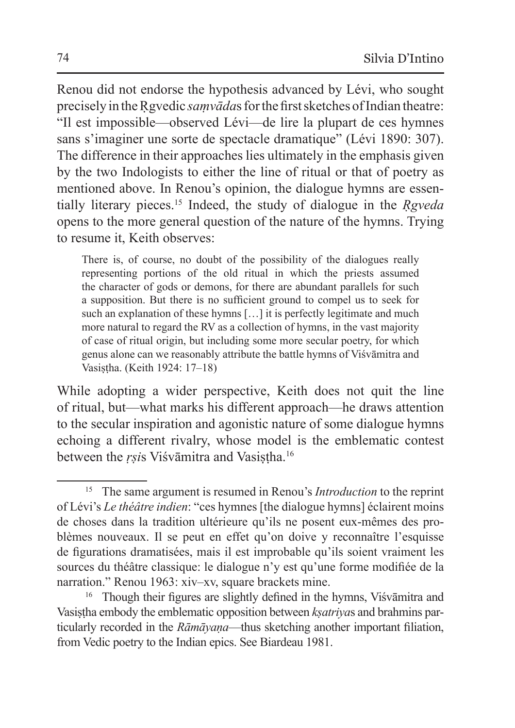Renou did not endorse the hypothesis advanced by Lévi, who sought precisely in the Ṛgvedic *saṃvāda*s for the first sketches of Indian theatre: "Il est impossible—observed Lévi—de lire la plupart de ces hymnes sans s'imaginer une sorte de spectacle dramatique" (Lévi 1890: 307). The difference in their approaches lies ultimately in the emphasis given by the two Indologists to either the line of ritual or that of poetry as mentioned above. In Renou's opinion, the dialogue hymns are essentially literary pieces.[15] Indeed, the study of dialogue in the *Ṛgveda* opens to the more general question of the nature of the hymns. Trying to resume it, Keith observes:

> There is, of course, no doubt of the possibility of the dialogues really representing portions of the old ritual in which the priests assumed the character of gods or demons, for there are abundant parallels for such a supposition. But there is no sufficient ground to compel us to seek for such an explanation of these hymns […] it is perfectly legitimate and much more natural to regard the RV as a collection of hymns, in the vast majority of case of ritual origin, but including some more secular poetry, for which genus alone can we reasonably attribute the battle hymns of Viśvāmitra and Vasiṣṭha. (Keith 1924: 17–18)

While adopting a wider perspective, Keith does not quit the line of ritual, but—what marks his different approach—he draws attention to the secular inspiration and agonistic nature of some dialogue hymns echoing a different rivalry, whose model is the emblematic contest between the *ṛṣi*s Viśvāmitra and Vasiṣṭha.[16]

---

[15] The same argument is resumed in Renou's *Introduction* to the reprint of Lévi's *Le théâtre indien*: "ces hymnes [the dialogue hymns] éclairent moins de choses dans la tradition ultérieure qu'ils ne posent eux-mêmes des problèmes nouveaux. Il se peut en effet qu'on doive y reconnaître l'esquisse de figurations dramatisées, mais il est improbable qu'ils soient vraiment les sources du théâtre classique: le dialogue n'y est qu'une forme modifiée de la narration." Renou 1963: xiv–xv, square brackets mine.

[16] Though their figures are slightly defined in the hymns, Viśvāmitra and Vasiṣṭha embody the emblematic opposition between *kṣatriya*s and brahmins particularly recorded in the *Rāmāyaṇa*—thus sketching another important filiation, from Vedic poetry to the Indian epics. See Biardeau 1981.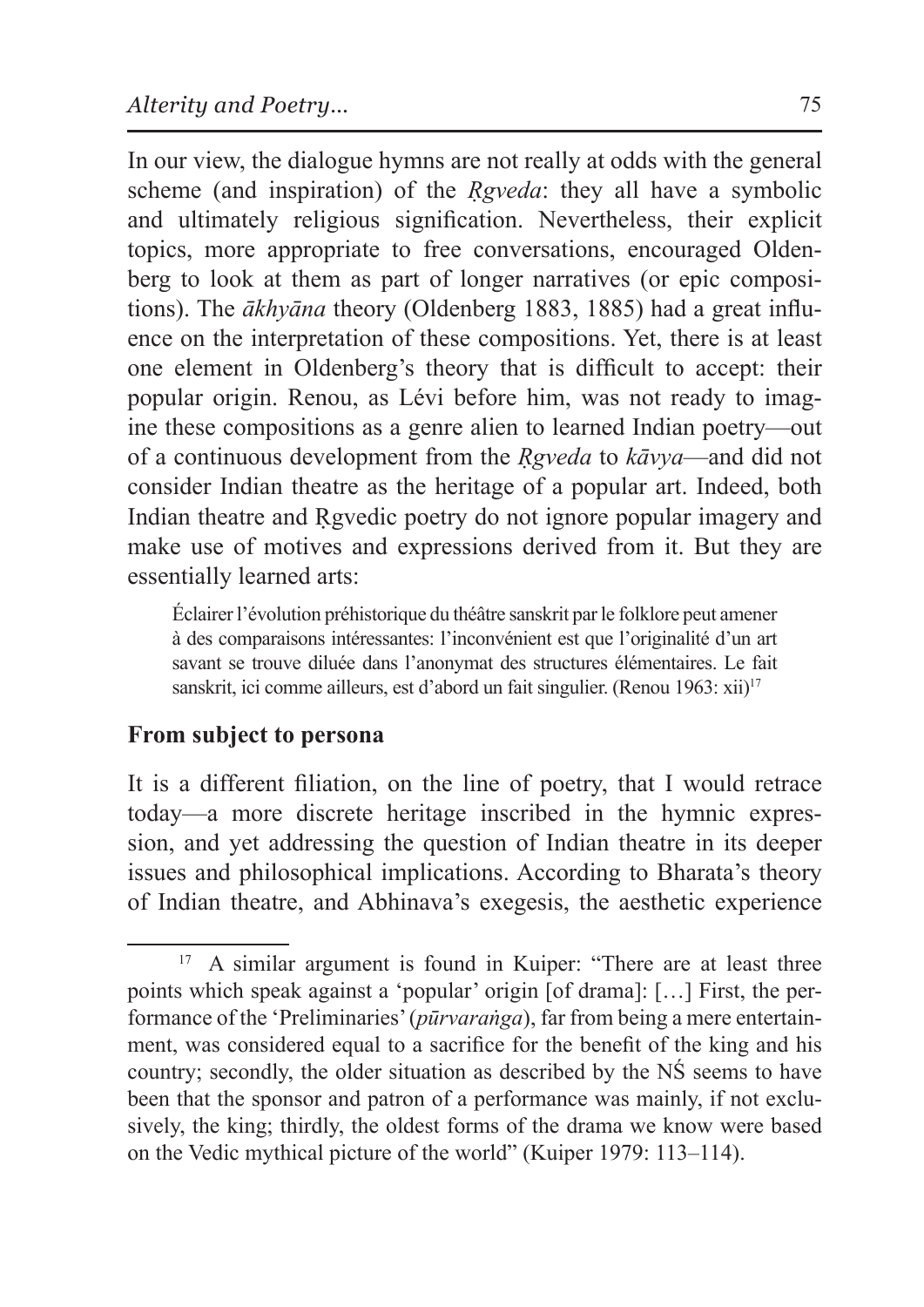In our view, the dialogue hymns are not really at odds with the general scheme (and inspiration) of the *Ṛgveda*: they all have a symbolic and ultimately religious signification. Nevertheless, their explicit topics, more appropriate to free conversations, encouraged Oldenberg to look at them as part of longer narratives (or epic compositions). The *ākhyāna* theory (Oldenberg 1883, 1885) had a great influence on the interpretation of these compositions. Yet, there is at least one element in Oldenberg's theory that is difficult to accept: their popular origin. Renou, as Lévi before him, was not ready to imagine these compositions as a genre alien to learned Indian poetry—out of a continuous development from the *Ṛgveda* to *kāvya*—and did not consider Indian theatre as the heritage of a popular art. Indeed, both Indian theatre and Ṛgvedic poetry do not ignore popular imagery and make use of motives and expressions derived from it. But they are essentially learned arts:

> Éclairer l'évolution préhistorique du théâtre sanskrit par le folklore peut amener à des comparaisons intéressantes: l'inconvénient est que l'originalité d'un art savant se trouve diluée dans l'anonymat des structures élémentaires. Le fait sanskrit, ici comme ailleurs, est d'abord un fait singulier. (Renou 1963: xii)[17]

## From subject to persona

It is a different filiation, on the line of poetry, that I would retrace today—a more discrete heritage inscribed in the hymnic expression, and yet addressing the question of Indian theatre in its deeper issues and philosophical implications. According to Bharata's theory of Indian theatre, and Abhinava's exegesis, the aesthetic experience

---

[17] A similar argument is found in Kuiper: "There are at least three points which speak against a 'popular' origin [of drama]: […] First, the performance of the 'Preliminaries' (*pūrvaraṅga*), far from being a mere entertainment, was considered equal to a sacrifice for the benefit of the king and his country; secondly, the older situation as described by the NŚ seems to have been that the sponsor and patron of a performance was mainly, if not exclusively, the king; thirdly, the oldest forms of the drama we know were based on the Vedic mythical picture of the world" (Kuiper 1979: 113–114).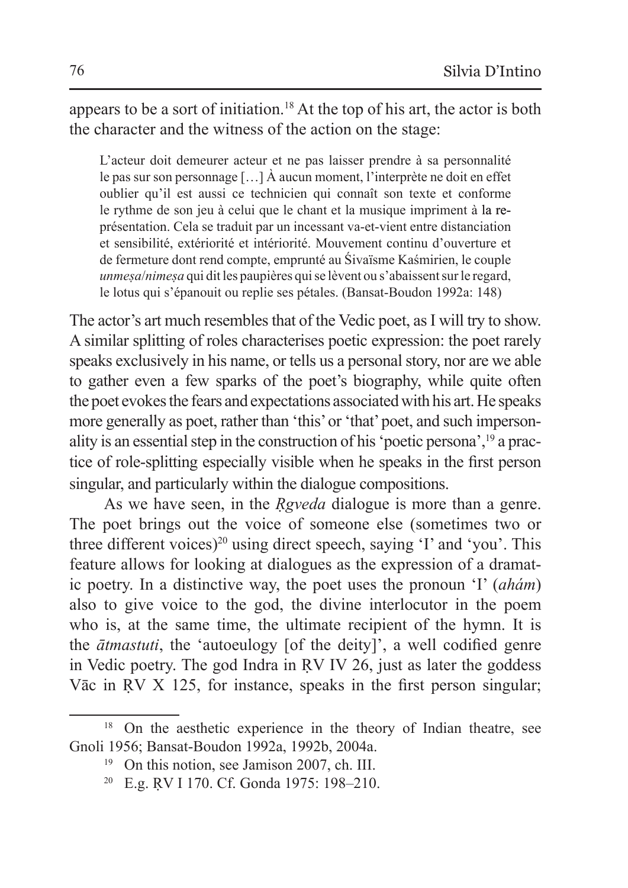appears to be a sort of initiation.[18] At the top of his art, the actor is both the character and the witness of the action on the stage:

> L'acteur doit demeurer acteur et ne pas laisser prendre à sa personnalité le pas sur son personnage […] À aucun moment, l'interprète ne doit en effet oublier qu'il est aussi ce technicien qui connaît son texte et conforme le rythme de son jeu à celui que le chant et la musique impriment à la représentation. Cela se traduit par un incessant va-et-vient entre distanciation et sensibilité, extériorité et intériorité. Mouvement continu d'ouverture et de fermeture dont rend compte, emprunté au Śivaïsme Kaśmirien, le couple *unmeṣa*/*nimeṣa* qui dit les paupières qui se lèvent ou s'abaissent sur le regard, le lotus qui s'épanouit ou replie ses pétales. (Bansat-Boudon 1992a: 148)

The actor's art much resembles that of the Vedic poet, as I will try to show. A similar splitting of roles characterises poetic expression: the poet rarely speaks exclusively in his name, or tells us a personal story, nor are we able to gather even a few sparks of the poet's biography, while quite often the poet evokes the fears and expectations associated with his art. He speaks more generally as poet, rather than 'this' or 'that' poet, and such impersonality is an essential step in the construction of his 'poetic persona',[19] a practice of role-splitting especially visible when he speaks in the first person singular, and particularly within the dialogue compositions.

As we have seen, in the *Ṛgveda* dialogue is more than a genre. The poet brings out the voice of someone else (sometimes two or three different voices)[20] using direct speech, saying 'I' and 'you'. This feature allows for looking at dialogues as the expression of a dramatic poetry. In a distinctive way, the poet uses the pronoun 'I' (*ahám*) also to give voice to the god, the divine interlocutor in the poem who is, at the same time, the ultimate recipient of the hymn. It is the *ātmastuti*, the 'autoeulogy [of the deity]', a well codified genre in Vedic poetry. The god Indra in ṚV IV 26, just as later the goddess Vāc in ṚV X 125, for instance, speaks in the first person singular;

---

[18] On the aesthetic experience in the theory of Indian theatre, see Gnoli 1956; Bansat-Boudon 1992a, 1992b, 2004a.

[19] On this notion, see Jamison 2007, ch. III.

[20] E.g. ṚV I 170. Cf. Gonda 1975: 198–210.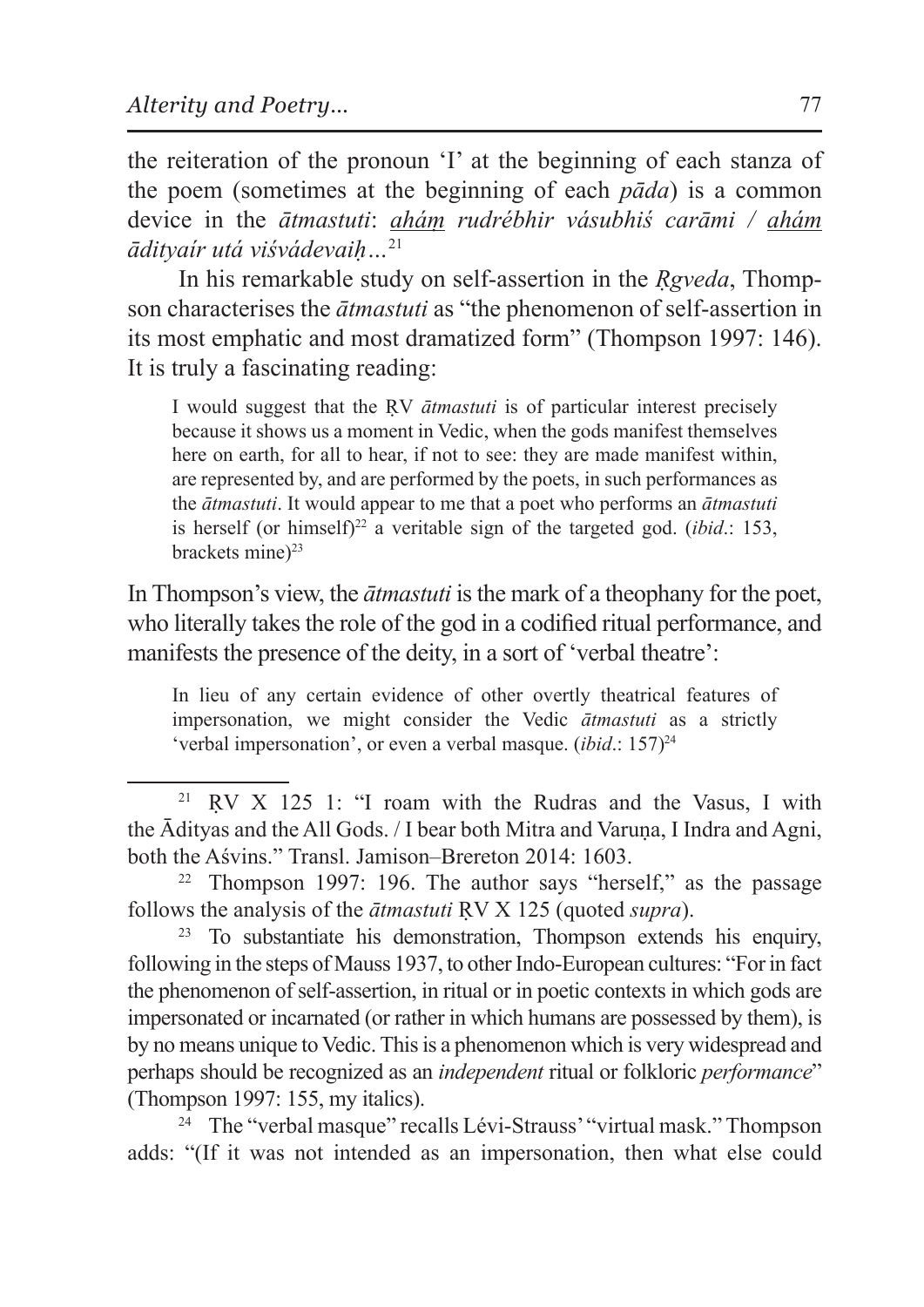the reiteration of the pronoun 'I' at the beginning of each stanza of the poem (sometimes at the beginning of each *pāda*) is a common device in the *ātmastuti*: *<u>aháṃ</u> rudrébhir vásubhiś carāmi / <u>ahám</u> ādityaír utá viśvádevaiḥ…*[21]

In his remarkable study on self-assertion in the *Ṛgveda*, Thompson characterises the *ātmastuti* as "the phenomenon of self-assertion in its most emphatic and most dramatized form" (Thompson 1997: 146). It is truly a fascinating reading:

> I would suggest that the ṚV *ātmastuti* is of particular interest precisely because it shows us a moment in Vedic, when the gods manifest themselves here on earth, for all to hear, if not to see: they are made manifest within, are represented by, and are performed by the poets, in such performances as the *ātmastuti*. It would appear to me that a poet who performs an *ātmastuti* is herself (or himself)[22] a veritable sign of the targeted god. (*ibid*.: 153, brackets mine)[23]

In Thompson's view, the *ātmastuti* is the mark of a theophany for the poet, who literally takes the role of the god in a codified ritual performance, and manifests the presence of the deity, in a sort of 'verbal theatre':

> In lieu of any certain evidence of other overtly theatrical features of impersonation, we might consider the Vedic *ātmastuti* as a strictly 'verbal impersonation', or even a verbal masque. (*ibid*.: 157)[24]

---

[21] ṚV X 125 1: "I roam with the Rudras and the Vasus, I with the Ādityas and the All Gods. / I bear both Mitra and Varuṇa, I Indra and Agni, both the Aśvins." Transl. Jamison–Brereton 2014: 1603.

[22] Thompson 1997: 196. The author says "herself," as the passage follows the analysis of the *ātmastuti* ṚV X 125 (quoted *supra*).

[23] To substantiate his demonstration, Thompson extends his enquiry, following in the steps of Mauss 1937, to other Indo-European cultures: "For in fact the phenomenon of self-assertion, in ritual or in poetic contexts in which gods are impersonated or incarnated (or rather in which humans are possessed by them), is by no means unique to Vedic. This is a phenomenon which is very widespread and perhaps should be recognized as an *independent* ritual or folkloric *performance*" (Thompson 1997: 155, my italics).

[24] The "verbal masque" recalls Lévi-Strauss' "virtual mask." Thompson adds: "(If it was not intended as an impersonation, then what else could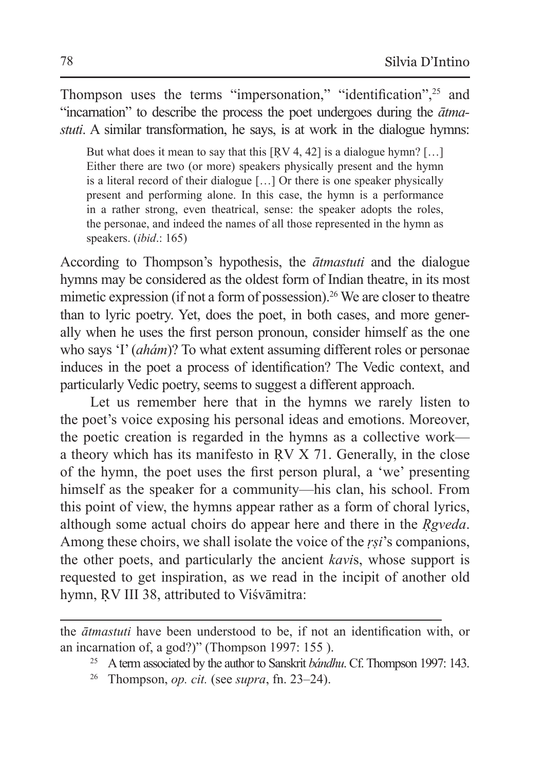Thompson uses the terms "impersonation," "identification",[25] and "incarnation" to describe the process the poet undergoes during the *ātma-stuti*. A similar transformation, he says, is at work in the dialogue hymns:

> But what does it mean to say that this [ṚV 4, 42] is a dialogue hymn? […] Either there are two (or more) speakers physically present and the hymn is a literal record of their dialogue […] Or there is one speaker physically present and performing alone. In this case, the hymn is a performance in a rather strong, even theatrical, sense: the speaker adopts the roles, the personae, and indeed the names of all those represented in the hymn as speakers. (*ibid*.: 165)

According to Thompson's hypothesis, the *ātmastuti* and the dialogue hymns may be considered as the oldest form of Indian theatre, in its most mimetic expression (if not a form of possession).[26] We are closer to theatre than to lyric poetry. Yet, does the poet, in both cases, and more generally when he uses the first person pronoun, consider himself as the one who says 'I' (*ahám*)? To what extent assuming different roles or personae induces in the poet a process of identification? The Vedic context, and particularly Vedic poetry, seems to suggest a different approach.

Let us remember here that in the hymns we rarely listen to the poet's voice exposing his personal ideas and emotions. Moreover, the poetic creation is regarded in the hymns as a collective work—a theory which has its manifesto in ṚV X 71. Generally, in the close of the hymn, the poet uses the first person plural, a 'we' presenting himself as the speaker for a community—his clan, his school. From this point of view, the hymns appear rather as a form of choral lyrics, although some actual choirs do appear here and there in the *Ṛgveda*. Among these choirs, we shall isolate the voice of the *ṛṣi*'s companions, the other poets, and particularly the ancient *kavi*s, whose support is requested to get inspiration, as we read in the incipit of another old hymn, ṚV III 38, attributed to Viśvāmitra:

---

the *ātmastuti* have been understood to be, if not an identification with, or an incarnation of, a god?)" (Thompson 1997: 155 ).

[25] A term associated by the author to Sanskrit *bándhu*. Cf. Thompson 1997: 143.

[26] Thompson, *op. cit.* (see *supra*, fn. 23–24).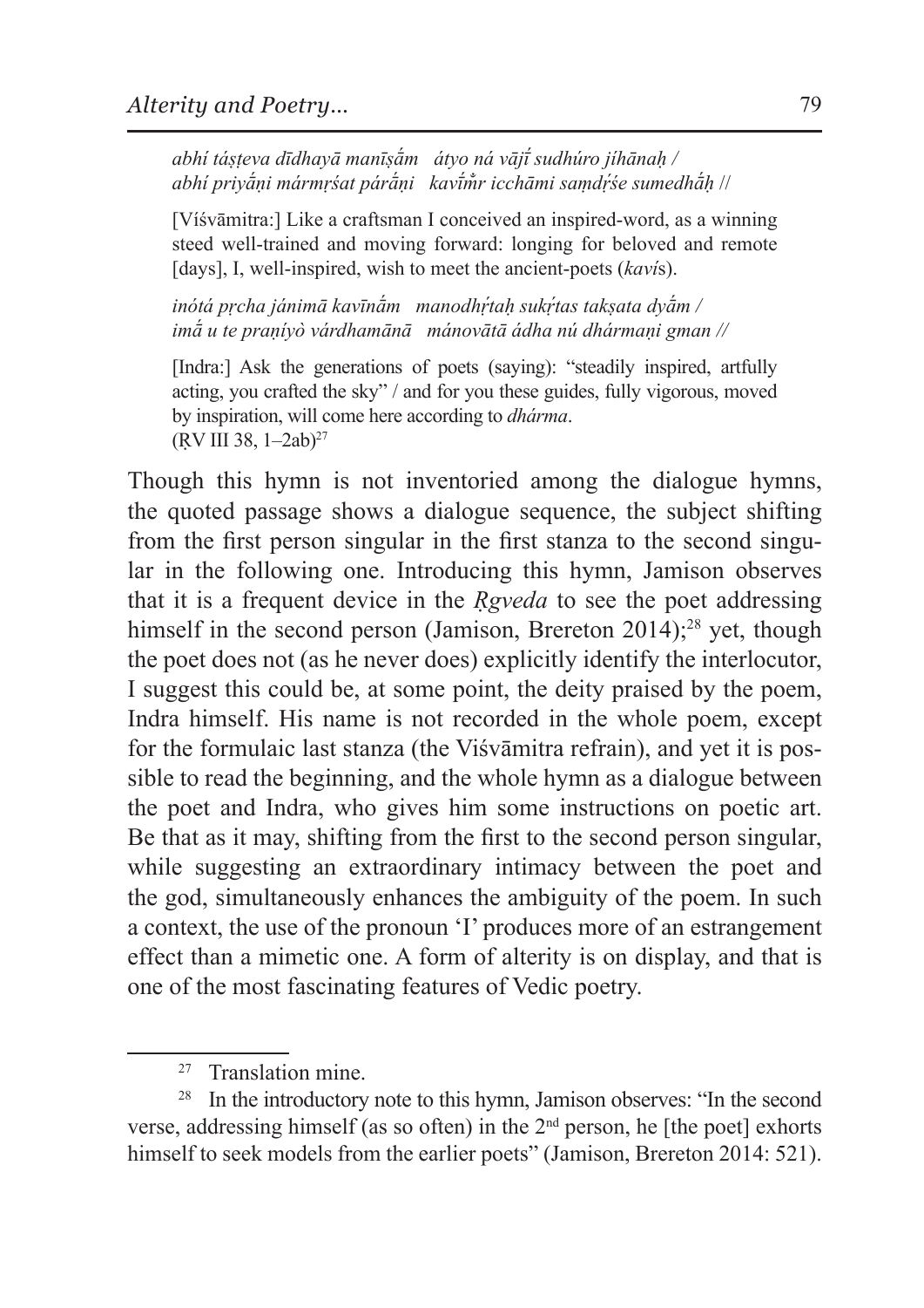*abhí tásteva dīdhayā manīṣā́m átyo ná vājī́ sudhúro jíhānaḥ /*
*abhí priyā́ṇi mármṛśat párā́ṇi kavī́m̐r icchāmi saṃdṛ́śe sumedhā́ḥ //*

> [Víśvāmitra:] Like a craftsman I conceived an inspired-word, as a winning steed well-trained and moving forward: longing for beloved and remote [days], I, well-inspired, wish to meet the ancient-poets (*kaví*s).

*inótá pṛcha jánimā kavīnā́m manodhṛ́taḥ sukṛ́tas takṣata dyā́m /*
*imā́ u te praṇíyò várdhamānā mánovātā ádha nú dhármaṇi gman //*

> [Indra:] Ask the generations of poets (saying): "steadily inspired, artfully acting, you crafted the sky" / and for you these guides, fully vigorous, moved by inspiration, will come here according to *dhárma*.
> (ṚV III 38, 1–2ab)[27]

Though this hymn is not inventoried among the dialogue hymns, the quoted passage shows a dialogue sequence, the subject shifting from the first person singular in the first stanza to the second singular in the following one. Introducing this hymn, Jamison observes that it is a frequent device in the *Ṛgveda* to see the poet addressing himself in the second person (Jamison, Brereton 2014);[28] yet, though the poet does not (as he never does) explicitly identify the interlocutor, I suggest this could be, at some point, the deity praised by the poem, Indra himself. His name is not recorded in the whole poem, except for the formulaic last stanza (the Viśvāmitra refrain), and yet it is possible to read the beginning, and the whole hymn as a dialogue between the poet and Indra, who gives him some instructions on poetic art. Be that as it may, shifting from the first to the second person singular, while suggesting an extraordinary intimacy between the poet and the god, simultaneously enhances the ambiguity of the poem. In such a context, the use of the pronoun 'I' produces more of an estrangement effect than a mimetic one. A form of alterity is on display, and that is one of the most fascinating features of Vedic poetry.

---

[27] Translation mine.

[28] In the introductory note to this hymn, Jamison observes: "In the second verse, addressing himself (as so often) in the 2nd person, he [the poet] exhorts himself to seek models from the earlier poets" (Jamison, Brereton 2014: 521).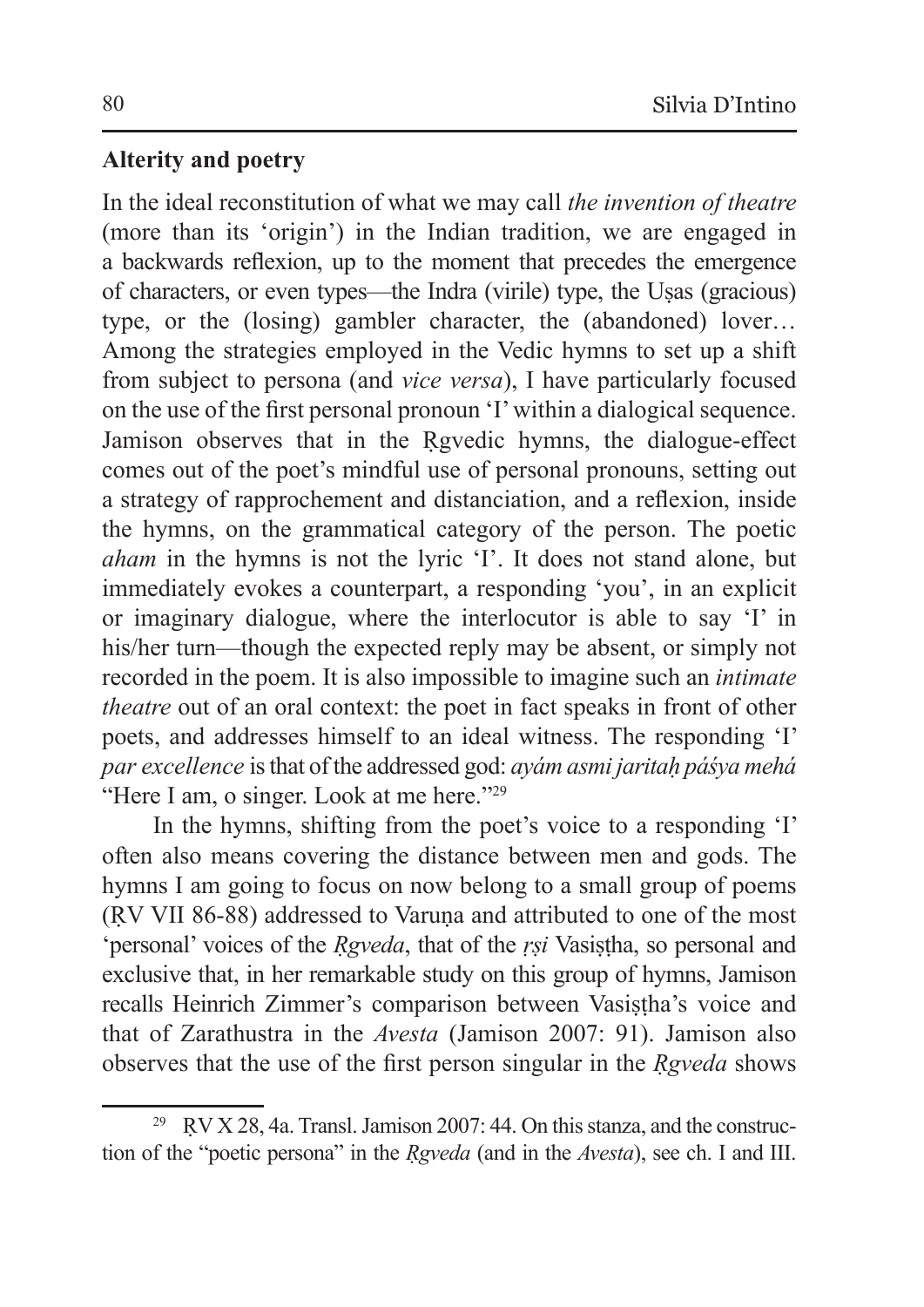## **Alterity and poetry**

In the ideal reconstitution of what we may call *the invention of theatre* (more than its 'origin') in the Indian tradition, we are engaged in a backwards reflexion, up to the moment that precedes the emergence of characters, or even types—the Indra (virile) type, the Uṣas (gracious) type, or the (losing) gambler character, the (abandoned) lover… Among the strategies employed in the Vedic hymns to set up a shift from subject to persona (and *vice versa*), I have particularly focused on the use of the first personal pronoun 'I' within a dialogical sequence. Jamison observes that in the Ṛgvedic hymns, the dialogue-effect comes out of the poet's mindful use of personal pronouns, setting out a strategy of rapprochement and distanciation, and a reflexion, inside the hymns, on the grammatical category of the person. The poetic *aham* in the hymns is not the lyric 'I'. It does not stand alone, but immediately evokes a counterpart, a responding 'you', in an explicit or imaginary dialogue, where the interlocutor is able to say 'I' in his/her turn—though the expected reply may be absent, or simply not recorded in the poem. It is also impossible to imagine such an *intimate theatre* out of an oral context: the poet in fact speaks in front of other poets, and addresses himself to an ideal witness. The responding 'I' *par excellence* is that of the addressed god: *ayám asmi jaritaḥ páśya mehá* "Here I am, o singer. Look at me here."[29]

In the hymns, shifting from the poet's voice to a responding 'I' often also means covering the distance between men and gods. The hymns I am going to focus on now belong to a small group of poems (ṚV VII 86-88) addressed to Varuṇa and attributed to one of the most 'personal' voices of the *Ṛgveda*, that of the *ṛṣi* Vasiṣṭha, so personal and exclusive that, in her remarkable study on this group of hymns, Jamison recalls Heinrich Zimmer's comparison between Vasiṣṭha's voice and that of Zarathustra in the *Avesta* (Jamison 2007: 91). Jamison also observes that the use of the first person singular in the *Ṛgveda* shows

[29] ṚV X 28, 4a. Transl. Jamison 2007: 44. On this stanza, and the construction of the "poetic persona" in the *Ṛgveda* (and in the *Avesta*), see ch. I and III.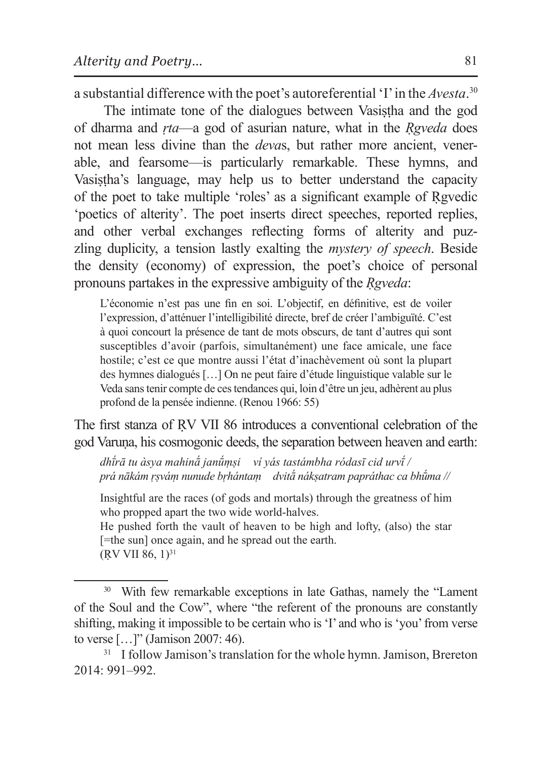a substantial difference with the poet's autoreferential 'I' in the *Avesta*.[30]

The intimate tone of the dialogues between Vasiṣṭha and the god of dharma and *ṛta*—a god of asurian nature, what in the *Ṛgveda* does not mean less divine than the *deva*s, but rather more ancient, venerable, and fearsome—is particularly remarkable. These hymns, and Vasiṣṭha's language, may help us to better understand the capacity of the poet to take multiple 'roles' as a significant example of Ṛgvedic 'poetics of alterity'. The poet inserts direct speeches, reported replies, and other verbal exchanges reflecting forms of alterity and puzzling duplicity, a tension lastly exalting the *mystery of speech*. Beside the density (economy) of expression, the poet's choice of personal pronouns partakes in the expressive ambiguity of the *Ṛgveda*:

> L'économie n'est pas une fin en soi. L'objectif, en définitive, est de voiler l'expression, d'atténuer l'intelligibilité directe, bref de créer l'ambiguïté. C'est à quoi concourt la présence de tant de mots obscurs, de tant d'autres qui sont susceptibles d'avoir (parfois, simultanément) une face amicale, une face hostile; c'est ce que montre aussi l'état d'inachèvement où sont la plupart des hymnes dialogués […] On ne peut faire d'étude linguistique valable sur le Veda sans tenir compte de ces tendances qui, loin d'être un jeu, adhèrent au plus profond de la pensée indienne. (Renou 1966: 55)

The first stanza of ṚV VII 86 introduces a conventional celebration of the god Varuṇa, his cosmogonic deeds, the separation between heaven and earth:

> *dhī́rā tu àsya mahinā́ janū́ṃṣi  ví yás tastámbha ródasī cid urvī́ /*
> *prá nākám ṛṣváṃ nunude bṛhántaṃ  dvitā́ nákṣatram papráthac ca bhū́ma //*
>
> Insightful are the races (of gods and mortals) through the greatness of him who propped apart the two wide world-halves.
> He pushed forth the vault of heaven to be high and lofty, (also) the star [=the sun] once again, and he spread out the earth.
> (ṚV VII 86, 1)[31]

---

[30] With few remarkable exceptions in late Gathas, namely the "Lament of the Soul and the Cow", where "the referent of the pronouns are constantly shifting, making it impossible to be certain who is 'I' and who is 'you' from verse to verse […]" (Jamison 2007: 46).

[31] I follow Jamison's translation for the whole hymn. Jamison, Brereton 2014: 991–992.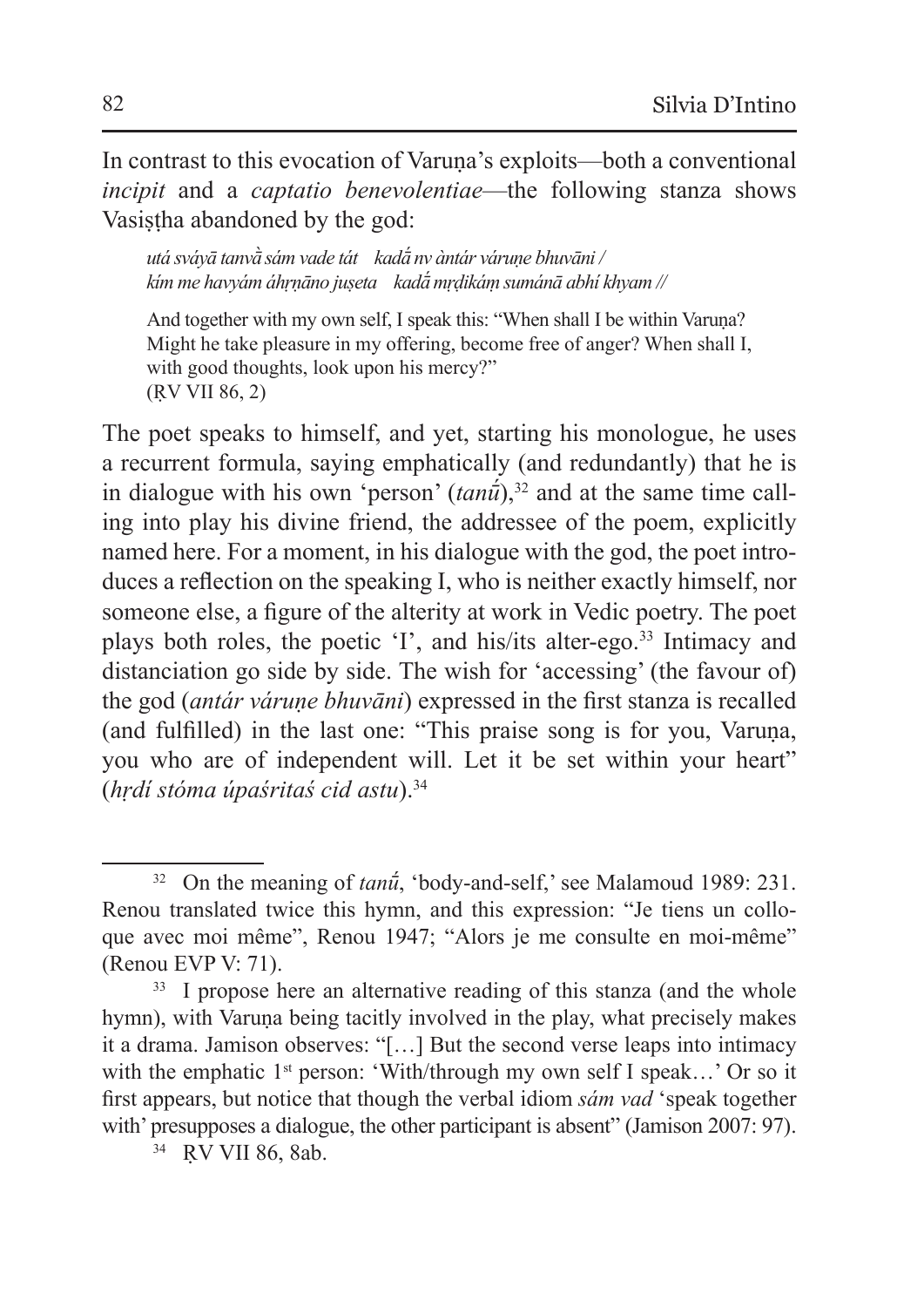In contrast to this evocation of Varuṇa's exploits—both a conventional *incipit* and a *captatio benevolentiae*—the following stanza shows Vasiṣṭha abandoned by the god:

> *utá sváyā tanvā̀ sám vade tát kadā́ nv àntár váruṇe bhuvāni /*
> *kím me havyám áhṛṇāno juṣeta kadā́ mṛḍikáṃ sumánā abhí khyam //*
>
> And together with my own self, I speak this: "When shall I be within Varuṇa? Might he take pleasure in my offering, become free of anger? When shall I, with good thoughts, look upon his mercy?"
> (ṚV VII 86, 2)

The poet speaks to himself, and yet, starting his monologue, he uses a recurrent formula, saying emphatically (and redundantly) that he is in dialogue with his own 'person' (*tanū́*),[32] and at the same time calling into play his divine friend, the addressee of the poem, explicitly named here. For a moment, in his dialogue with the god, the poet introduces a reflection on the speaking I, who is neither exactly himself, nor someone else, a figure of the alterity at work in Vedic poetry. The poet plays both roles, the poetic 'I', and his/its alter-ego.[33] Intimacy and distanciation go side by side. The wish for 'accessing' (the favour of) the god (*antár váruṇe bhuvāni*) expressed in the first stanza is recalled (and fulfilled) in the last one: "This praise song is for you, Varuṇa, you who are of independent will. Let it be set within your heart" (*hṛdí stóma úpaśritaś cid astu*).[34]

---

[32] On the meaning of *tanū́*, 'body-and-self,' see Malamoud 1989: 231. Renou translated twice this hymn, and this expression: "Je tiens un colloque avec moi même", Renou 1947; "Alors je me consulte en moi-même" (Renou EVP V: 71).

[33] I propose here an alternative reading of this stanza (and the whole hymn), with Varuṇa being tacitly involved in the play, what precisely makes it a drama. Jamison observes: "[…] But the second verse leaps into intimacy with the emphatic 1st person: 'With/through my own self I speak…' Or so it first appears, but notice that though the verbal idiom *sám vad* 'speak together with' presupposes a dialogue, the other participant is absent" (Jamison 2007: 97).

[34] ṚV VII 86, 8ab.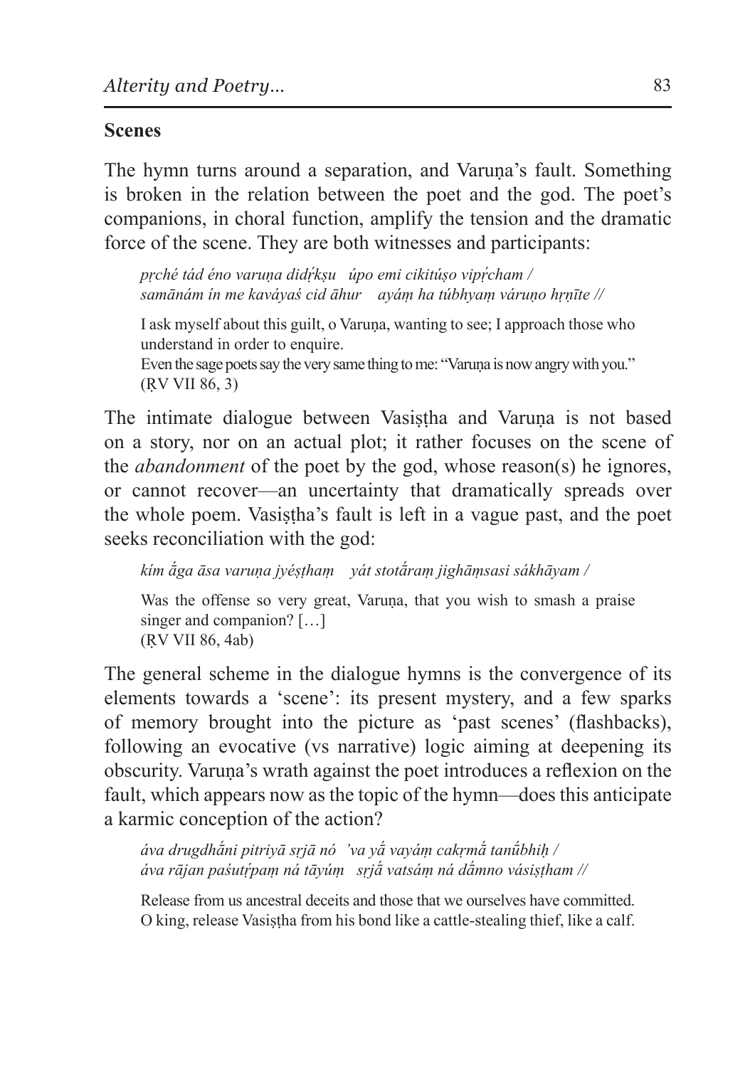## Scenes

The hymn turns around a separation, and Varuṇa's fault. Something is broken in the relation between the poet and the god. The poet's companions, in choral function, amplify the tension and the dramatic force of the scene. They are both witnesses and participants:

> *pṛché tád éno varuṇa didṛ́kṣu úpo emi cikitúṣo vipṛ́cham /*
> *samānám ín me kaváyaś cid āhur ayáṃ ha túbhyaṃ váruṇo hṛṇīte //*
>
> I ask myself about this guilt, o Varuṇa, wanting to see; I approach those who understand in order to enquire.
> Even the sage poets say the very same thing to me: "Varuṇa is now angry with you."
> (ṚV VII 86, 3)

The intimate dialogue between Vasiṣṭha and Varuṇa is not based on a story, nor on an actual plot; it rather focuses on the scene of the *abandonment* of the poet by the god, whose reason(s) he ignores, or cannot recover—an uncertainty that dramatically spreads over the whole poem. Vasiṣṭha's fault is left in a vague past, and the poet seeks reconciliation with the god:

> *kím ā́ga āsa varuṇa jyéṣṭhaṃ yát stotā́raṃ jighāṃsasi sákhāyam /*
>
> Was the offense so very great, Varuṇa, that you wish to smash a praise singer and companion? […]
> (ṚV VII 86, 4ab)

The general scheme in the dialogue hymns is the convergence of its elements towards a 'scene': its present mystery, and a few sparks of memory brought into the picture as 'past scenes' (flashbacks), following an evocative (vs narrative) logic aiming at deepening its obscurity. Varuṇa's wrath against the poet introduces a reflexion on the fault, which appears now as the topic of the hymn—does this anticipate a karmic conception of the action?

> *áva drugdhā́ni pitriyā sṛjā nó 'va yā́ vayáṃ cakṛmā́ tanū́bhiḥ /*
> *áva rājan paśutṛ́paṃ ná tāyúṃ sṛjā́ vatsáṃ ná dā́mno vásiṣṭham //*
>
> Release from us ancestral deceits and those that we ourselves have committed.
> O king, release Vasiṣṭha from his bond like a cattle-stealing thief, like a calf.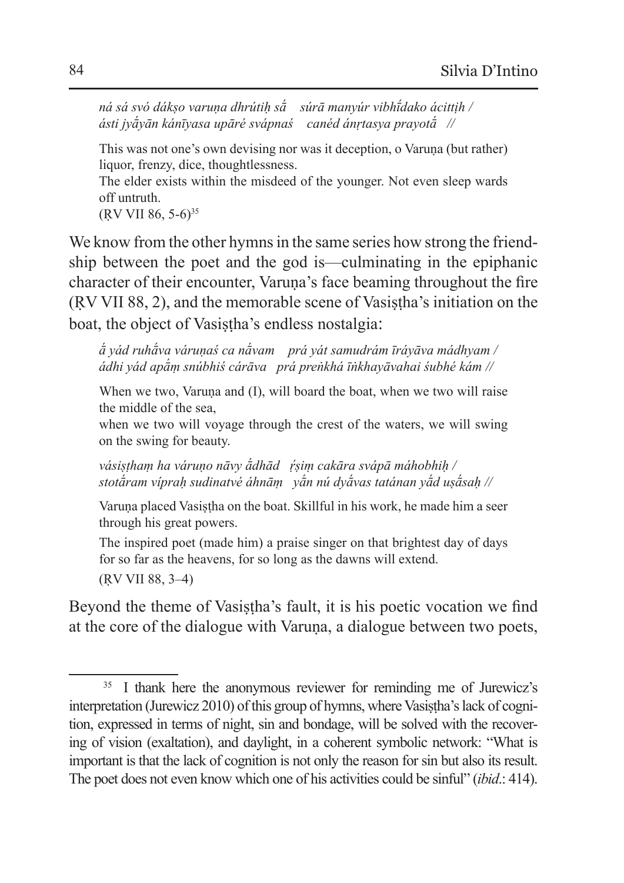*ná sá svó dákṣo varuṇa dhrútiḥ sā́ súrā manyúr vibhī́dako ácittịh /*
*ásti jyā́yān kánīyasa upāré svápnaś canéd ánṛtasya prayotā́ //*

This was not one's own devising nor was it deception, o Varuṇa (but rather) liquor, frenzy, dice, thoughtlessness.
The elder exists within the misdeed of the younger. Not even sleep wards off untruth.
(ṚV VII 86, 5-6)[35]

We know from the other hymns in the same series how strong the friendship between the poet and the god is—culminating in the epiphanic character of their encounter, Varuṇa's face beaming throughout the fire (ṚV VII 88, 2), and the memorable scene of Vasiṣṭha's initiation on the boat, the object of Vasiṣṭha's endless nostalgia:

*ā́ yád ruhā́va váruṇaś ca nā́vam prá yát samudrám īráyāva mádhyam /*
*ádhi yád apā́ṃ snúbhiś cárāva prá preṅkhá īṅkhayāvahai śubhé kám //*

When we two, Varuṇa and (I), will board the boat, when we two will raise the middle of the sea,
when we two will voyage through the crest of the waters, we will swing on the swing for beauty.

*vásiṣṭhaṃ ha váruṇo nāvy ā́dhād ṛ́ṣiṃ cakāra svápā máhobhiḥ /*
*stotā́ram vípraḥ sudinatvé áhnāṃ yā́n nú dyā́vas tatánan yā́d uṣā́saḥ //*

Varuṇa placed Vasiṣṭha on the boat. Skillful in his work, he made him a seer through his great powers.
The inspired poet (made him) a praise singer on that brightest day of days for so far as the heavens, for so long as the dawns will extend.
(ṚV VII 88, 3–4)

Beyond the theme of Vasiṣṭha's fault, it is his poetic vocation we find at the core of the dialogue with Varuṇa, a dialogue between two poets,

---

[35] I thank here the anonymous reviewer for reminding me of Jurewicz's interpretation (Jurewicz 2010) of this group of hymns, where Vasiṣṭha's lack of cognition, expressed in terms of night, sin and bondage, will be solved with the recovering of vision (exaltation), and daylight, in a coherent symbolic network: "What is important is that the lack of cognition is not only the reason for sin but also its result. The poet does not even know which one of his activities could be sinful" (*ibid*.: 414).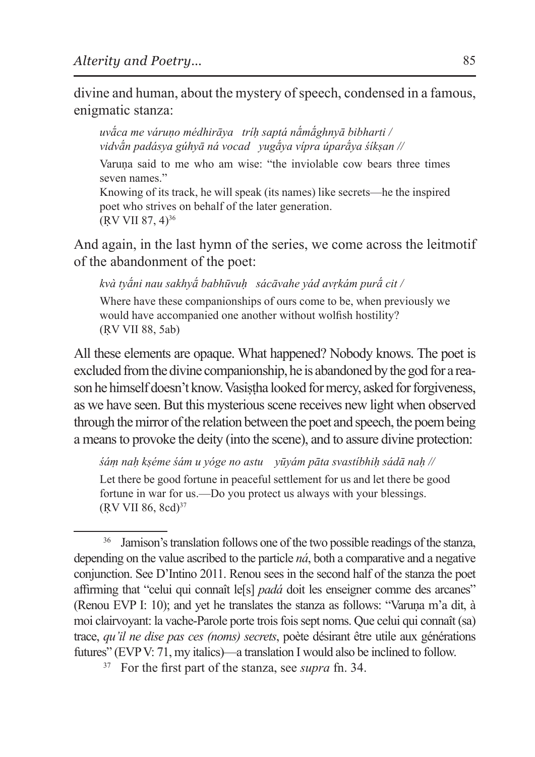divine and human, about the mystery of speech, condensed in a famous, enigmatic stanza:

> *uvā́ca me váruṇo médhirāya  tríḥ saptá nā́mā́ghnyā bibharti /*
> *vidvā́n padásya gúhyā ná vocad  yugā́ya vípra úparā́ya śíkṣan //*
>
> Varuṇa said to me who am wise: "the inviolable cow bears three times seven names."
> Knowing of its track, he will speak (its names) like secrets—he the inspired poet who strives on behalf of the later generation.
> (ṚV VII 87, 4)[36]

And again, in the last hymn of the series, we come across the leitmotif of the abandonment of the poet:

> *kvà tyā́ni nau sakhyā́ babhūvuḥ  sácāvahe yád avṛkám purā́ cit /*
>
> Where have these companionships of ours come to be, when previously we would have accompanied one another without wolfish hostility?
> (ṚV VII 88, 5ab)

All these elements are opaque. What happened? Nobody knows. The poet is excluded from the divine companionship, he is abandoned by the god for a reason he himself doesn't know. Vasiṣṭha looked for mercy, asked for forgiveness, as we have seen. But this mysterious scene receives new light when observed through the mirror of the relation between the poet and speech, the poem being a means to provoke the deity (into the scene), and to assure divine protection:

> *śáṃ naḥ kṣéme śám u yóge no astu  yūyám pāta svastíbhiḥ sádā naḥ //*
>
> Let there be good fortune in peaceful settlement for us and let there be good fortune in war for us.—Do you protect us always with your blessings.
> (ṚV VII 86, 8cd)[37]

---

[36] Jamison's translation follows one of the two possible readings of the stanza, depending on the value ascribed to the particle *ná*, both a comparative and a negative conjunction. See D'Intino 2011. Renou sees in the second half of the stanza the poet affirming that "celui qui connaît le[s] *padá* doit les enseigner comme des arcanes" (Renou EVP I: 10); and yet he translates the stanza as follows: "Varuṇa m'a dit, à moi clairvoyant: la vache-Parole porte trois fois sept noms. Que celui qui connaît (sa) trace, *qu'il ne dise pas ces (noms) secrets*, poète désirant être utile aux générations futures" (EVP V: 71, my italics)—a translation I would also be inclined to follow.

[37] For the first part of the stanza, see *supra* fn. 34.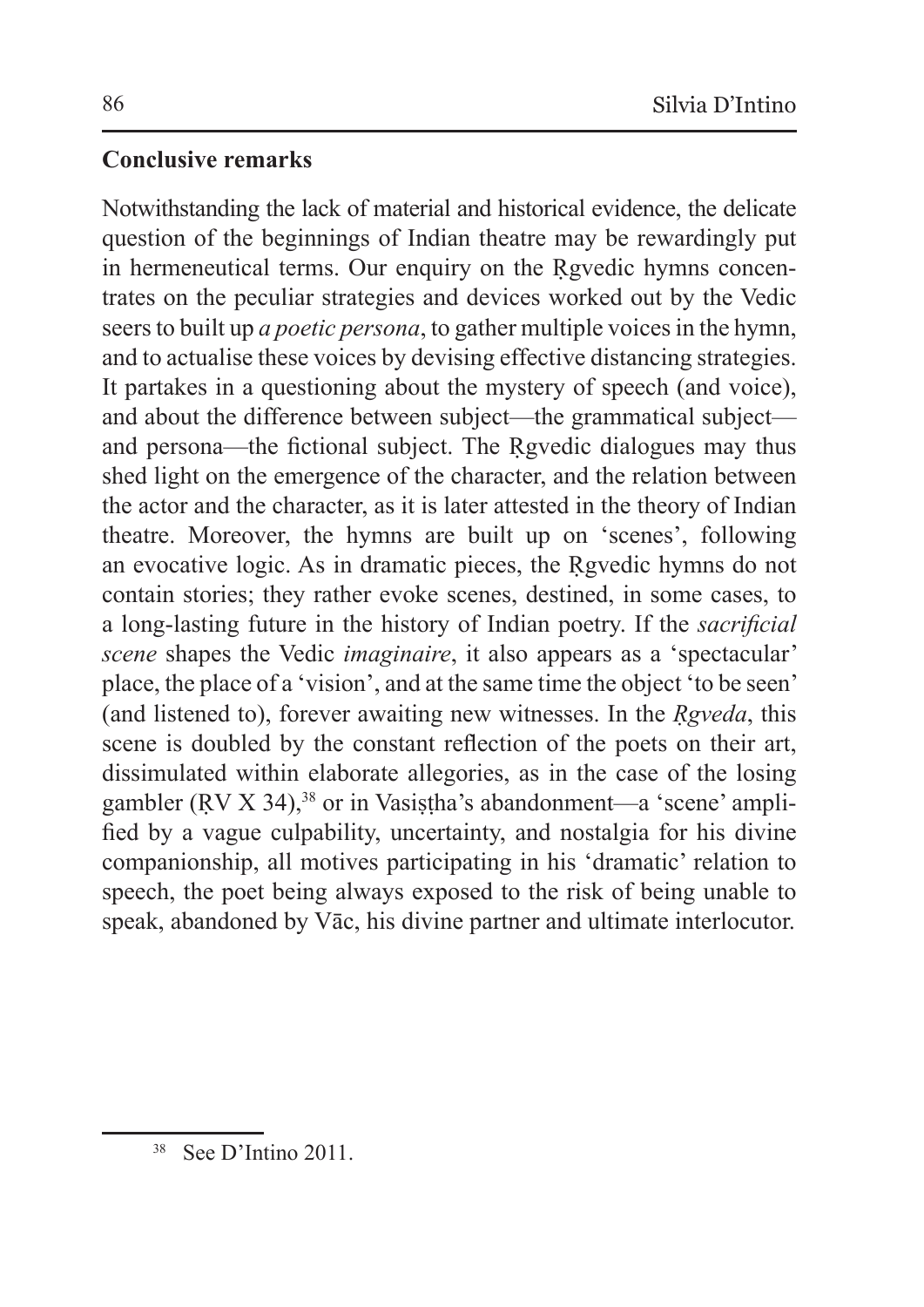## Conclusive remarks

Notwithstanding the lack of material and historical evidence, the delicate question of the beginnings of Indian theatre may be rewardingly put in hermeneutical terms. Our enquiry on the Ṛgvedic hymns concentrates on the peculiar strategies and devices worked out by the Vedic seers to built up *a poetic persona*, to gather multiple voices in the hymn, and to actualise these voices by devising effective distancing strategies. It partakes in a questioning about the mystery of speech (and voice), and about the difference between subject—the grammatical subject—and persona—the fictional subject. The Ṛgvedic dialogues may thus shed light on the emergence of the character, and the relation between the actor and the character, as it is later attested in the theory of Indian theatre. Moreover, the hymns are built up on 'scenes', following an evocative logic. As in dramatic pieces, the Ṛgvedic hymns do not contain stories; they rather evoke scenes, destined, in some cases, to a long-lasting future in the history of Indian poetry. If the *sacrificial scene* shapes the Vedic *imaginaire*, it also appears as a 'spectacular' place, the place of a 'vision', and at the same time the object 'to be seen' (and listened to), forever awaiting new witnesses. In the *Ṛgveda*, this scene is doubled by the constant reflection of the poets on their art, dissimulated within elaborate allegories, as in the case of the losing gambler (ṚV X 34),[38] or in Vasiṣṭha's abandonment—a 'scene' amplified by a vague culpability, uncertainty, and nostalgia for his divine companionship, all motives participating in his 'dramatic' relation to speech, the poet being always exposed to the risk of being unable to speak, abandoned by Vāc, his divine partner and ultimate interlocutor.

---

[38] See D'Intino 2011.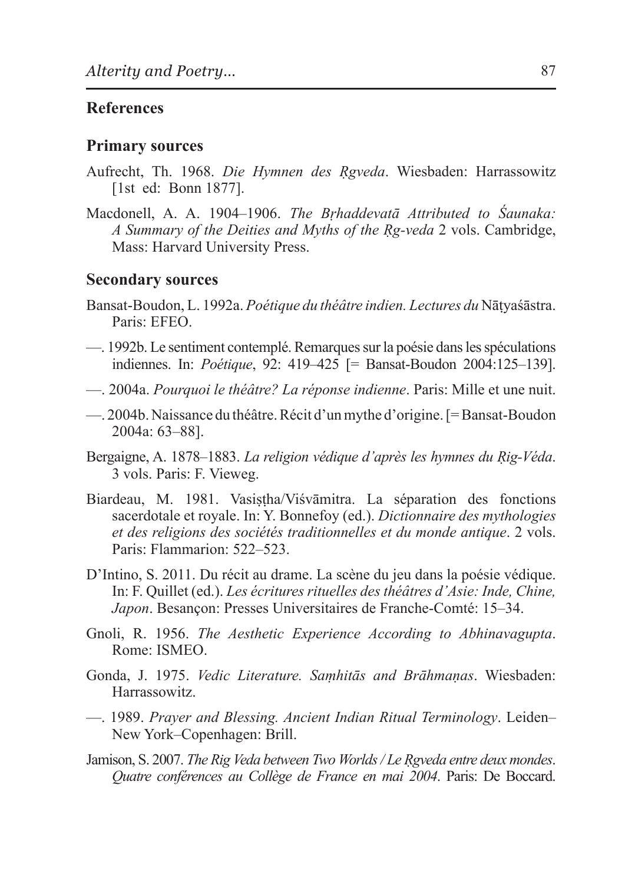## References

### Primary sources

Aufrecht, Th. 1968. *Die Hymnen des Ṛgveda*. Wiesbaden: Harrassowitz [1st ed: Bonn 1877].

Macdonell, A. A. 1904–1906. *The Bṛhaddevatā Attributed to Śaunaka: A Summary of the Deities and Myths of the Ṛg-veda* 2 vols. Cambridge, Mass: Harvard University Press.

### Secondary sources

Bansat-Boudon, L. 1992a. *Poétique du théâtre indien. Lectures du* Nāṭyaśāstra. Paris: EFEO.

—. 1992b. Le sentiment contemplé. Remarques sur la poésie dans les spéculations indiennes. In: *Poétique*, 92: 419–425 [= Bansat-Boudon 2004:125–139].

—. 2004a. *Pourquoi le théâtre? La réponse indienne*. Paris: Mille et une nuit.

—. 2004b. Naissance du théâtre. Récit d'un mythe d'origine. [= Bansat-Boudon 2004a: 63–88].

Bergaigne, A. 1878–1883. *La religion védique d'après les hymnes du Ṛig-Véda*. 3 vols. Paris: F. Vieweg.

Biardeau, M. 1981. Vasiṣṭha/Viśvāmitra. La séparation des fonctions sacerdotale et royale. In: Y. Bonnefoy (ed.). *Dictionnaire des mythologies et des religions des sociétés traditionnelles et du monde antique*. 2 vols. Paris: Flammarion: 522–523.

D'Intino, S. 2011. Du récit au drame. La scène du jeu dans la poésie védique. In: F. Quillet (ed.). *Les écritures rituelles des théâtres d'Asie: Inde, Chine, Japon*. Besançon: Presses Universitaires de Franche-Comté: 15–34.

Gnoli, R. 1956. *The Aesthetic Experience According to Abhinavagupta*. Rome: ISMEO.

Gonda, J. 1975. *Vedic Literature. Saṃhitās and Brāhmaṇas*. Wiesbaden: Harrassowitz.

—. 1989. *Prayer and Blessing. Ancient Indian Ritual Terminology*. Leiden–New York–Copenhagen: Brill.

Jamison, S. 2007. *The Rig Veda between Two Worlds / Le Ṛgveda entre deux mondes. Quatre conférences au Collège de France en mai 2004*. Paris: De Boccard.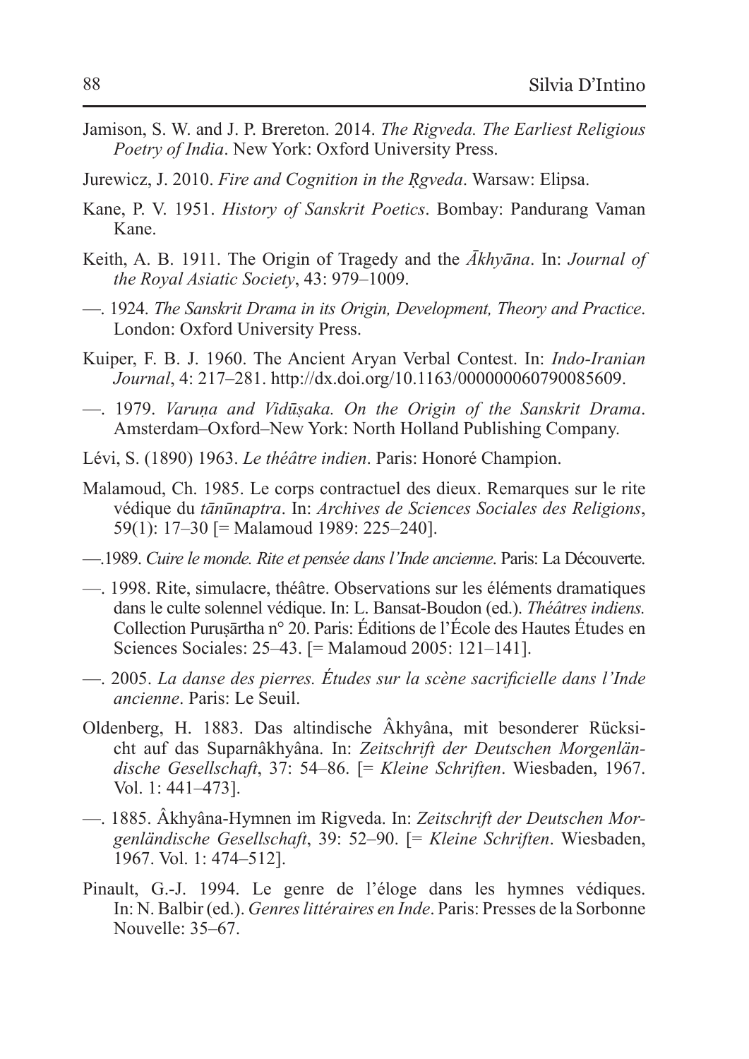Jamison, S. W. and J. P. Brereton. 2014. *The Rigveda. The Earliest Religious Poetry of India*. New York: Oxford University Press.

Jurewicz, J. 2010. *Fire and Cognition in the Ṛgveda*. Warsaw: Elipsa.

Kane, P. V. 1951. *History of Sanskrit Poetics*. Bombay: Pandurang Vaman Kane.

Keith, A. B. 1911. The Origin of Tragedy and the *Ākhyāna*. In: *Journal of the Royal Asiatic Society*, 43: 979–1009.

—. 1924. *The Sanskrit Drama in its Origin, Development, Theory and Practice*. London: Oxford University Press.

Kuiper, F. B. J. 1960. The Ancient Aryan Verbal Contest. In: *Indo-Iranian Journal*, 4: 217–281. http://dx.doi.org/10.1163/000000060790085609.

—. 1979. *Varuṇa and Vidūṣaka. On the Origin of the Sanskrit Drama*. Amsterdam–Oxford–New York: North Holland Publishing Company.

Lévi, S. (1890) 1963. *Le théâtre indien*. Paris: Honoré Champion.

Malamoud, Ch. 1985. Le corps contractuel des dieux. Remarques sur le rite védique du *tānūnaptra*. In: *Archives de Sciences Sociales des Religions*, 59(1): 17–30 [= Malamoud 1989: 225–240].

—.1989. *Cuire le monde. Rite et pensée dans l'Inde ancienne*. Paris: La Découverte.

—. 1998. Rite, simulacre, théâtre. Observations sur les éléments dramatiques dans le culte solennel védique. In: L. Bansat-Boudon (ed.). *Théâtres indiens.* Collection Puruṣārtha n° 20. Paris: Éditions de l'École des Hautes Études en Sciences Sociales: 25–43. [= Malamoud 2005: 121–141].

—. 2005. *La danse des pierres. Études sur la scène sacrificielle dans l'Inde ancienne*. Paris: Le Seuil.

Oldenberg, H. 1883. Das altindische Âkhyâna, mit besonderer Rücksicht auf das Suparnâkhyâna. In: *Zeitschrift der Deutschen Morgenländische Gesellschaft*, 37: 54–86. [= *Kleine Schriften*. Wiesbaden, 1967. Vol. 1: 441–473].

—. 1885. Âkhyâna-Hymnen im Rigveda. In: *Zeitschrift der Deutschen Morgenländische Gesellschaft*, 39: 52–90. [= *Kleine Schriften*. Wiesbaden, 1967. Vol. 1: 474–512].

Pinault, G.-J. 1994. Le genre de l'éloge dans les hymnes védiques. In: N. Balbir (ed.). *Genres littéraires en Inde*. Paris: Presses de la Sorbonne Nouvelle: 35–67.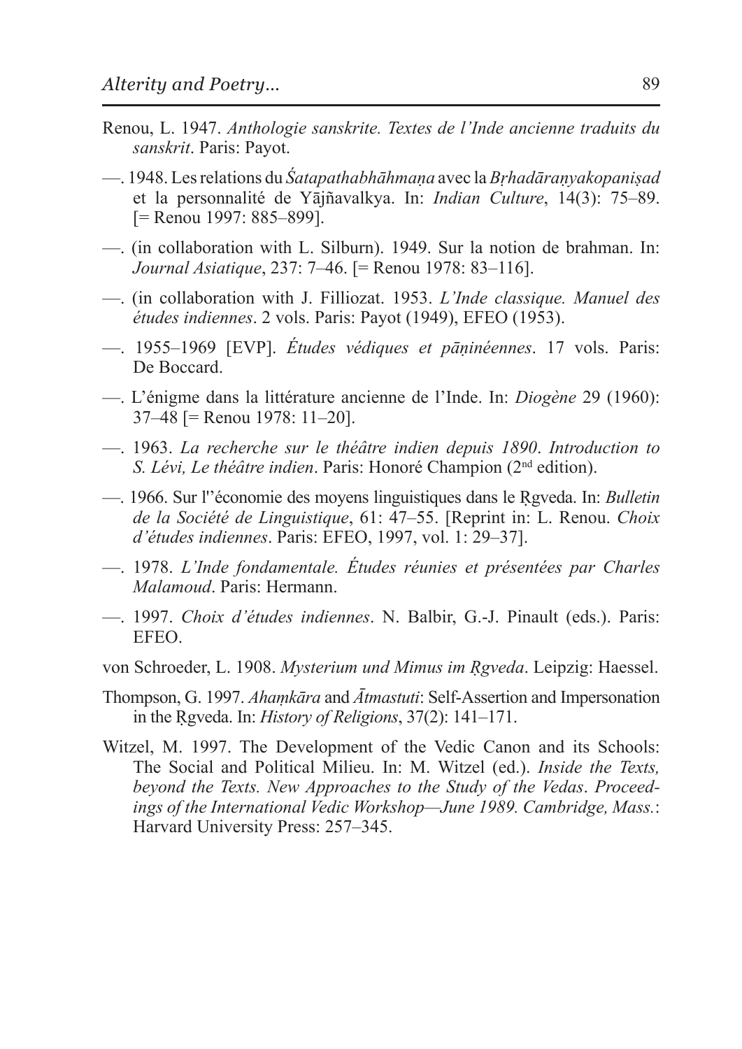Renou, L. 1947. *Anthologie sanskrite. Textes de l'Inde ancienne traduits du sanskrit*. Paris: Payot.

—. 1948. Les relations du *Śatapathabhāhmaṇa* avec la *Bṛhadāraṇyakopaniṣad* et la personnalité de Yājñavalkya. In: *Indian Culture*, 14(3): 75–89. [= Renou 1997: 885–899].

—. (in collaboration with L. Silburn). 1949. Sur la notion de brahman. In: *Journal Asiatique*, 237: 7–46. [= Renou 1978: 83–116].

—. (in collaboration with J. Filliozat. 1953. *L'Inde classique. Manuel des études indiennes*. 2 vols. Paris: Payot (1949), EFEO (1953).

—. 1955–1969 [EVP]. *Études védiques et pāṇinéennes*. 17 vols. Paris: De Boccard.

—. L'énigme dans la littérature ancienne de l'Inde. In: *Diogène* 29 (1960): 37–48 [= Renou 1978: 11–20].

—. 1963. *La recherche sur le théâtre indien depuis 1890*. *Introduction to S. Lévi, Le théâtre indien*. Paris: Honoré Champion (2nd edition).

—. 1966. Sur l''économie des moyens linguistiques dans le Ṛgveda. In: *Bulletin de la Société de Linguistique*, 61: 47–55. [Reprint in: L. Renou. *Choix d'études indiennes*. Paris: EFEO, 1997, vol. 1: 29–37].

—. 1978. *L'Inde fondamentale. Études réunies et présentées par Charles Malamoud*. Paris: Hermann.

—. 1997. *Choix d'études indiennes*. N. Balbir, G.-J. Pinault (eds.). Paris: EFEO.

von Schroeder, L. 1908. *Mysterium und Mimus im Ṛgveda*. Leipzig: Haessel.

Thompson, G. 1997. *Ahaṃkāra* and *Ātmastuti*: Self-Assertion and Impersonation in the Ṛgveda. In: *History of Religions*, 37(2): 141–171.

Witzel, M. 1997. The Development of the Vedic Canon and its Schools: The Social and Political Milieu. In: M. Witzel (ed.). *Inside the Texts, beyond the Texts. New Approaches to the Study of the Vedas*. *Proceedings of the International Vedic Workshop—June 1989. Cambridge, Mass.*: Harvard University Press: 257–345.